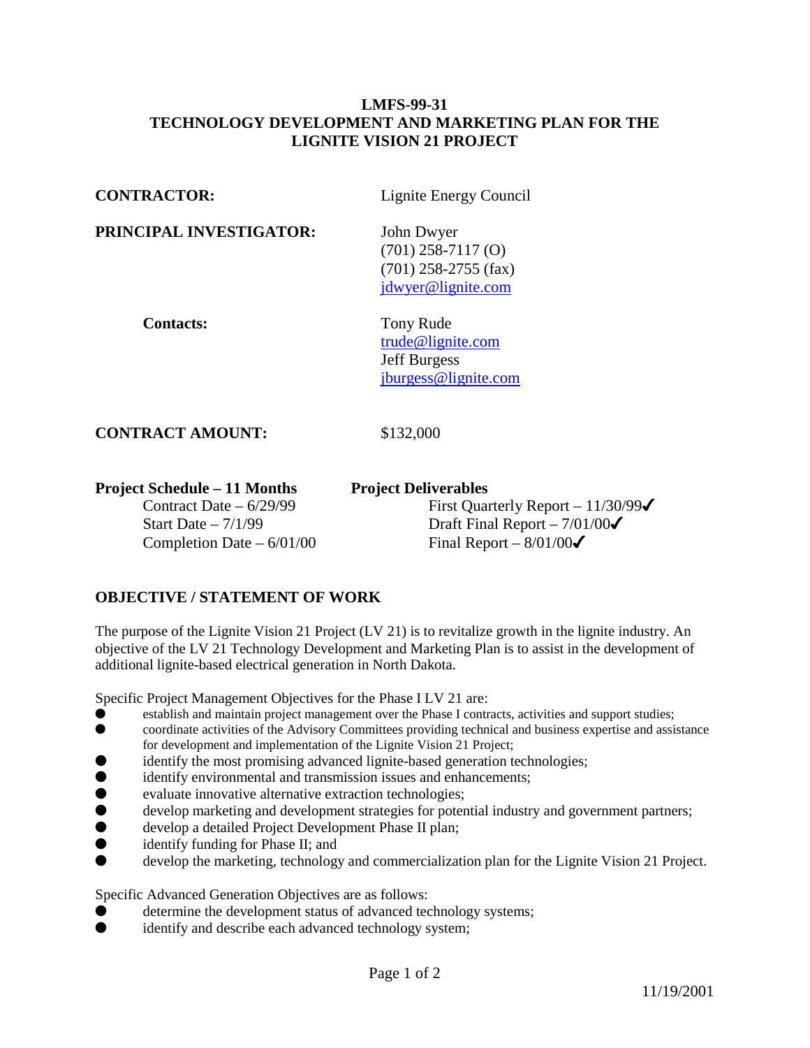# LMFS-99-31
# TECHNOLOGY DEVELOPMENT AND MARKETING PLAN FOR THE LIGNITE VISION 21 PROJECT

**CONTRACTOR:** Lignite Energy Council

**PRINCIPAL INVESTIGATOR:** John Dwyer
(701) 258-7117 (O)
(701) 258-2755 (fax)
jdwyer@lignite.com

**Contacts:** Tony Rude
trude@lignite.com
Jeff Burgess
jburgess@lignite.com

**CONTRACT AMOUNT:** $132,000

| **Project Schedule – 11 Months** | **Project Deliverables** |
|---|---|
| Contract Date – 6/29/99 | First Quarterly Report – 11/30/99✔ |
| Start Date – 7/1/99 | Draft Final Report – 7/01/00✔ |
| Completion Date – 6/01/00 | Final Report – 8/01/00✔ |

## OBJECTIVE / STATEMENT OF WORK

The purpose of the Lignite Vision 21 Project (LV 21) is to revitalize growth in the lignite industry. An objective of the LV 21 Technology Development and Marketing Plan is to assist in the development of additional lignite-based electrical generation in North Dakota.

Specific Project Management Objectives for the Phase I LV 21 are:

- establish and maintain project management over the Phase I contracts, activities and support studies;
- coordinate activities of the Advisory Committees providing technical and business expertise and assistance for development and implementation of the Lignite Vision 21 Project;
- identify the most promising advanced lignite-based generation technologies;
- identify environmental and transmission issues and enhancements;
- evaluate innovative alternative extraction technologies;
- develop marketing and development strategies for potential industry and government partners;
- develop a detailed Project Development Phase II plan;
- identify funding for Phase II; and
- develop the marketing, technology and commercialization plan for the Lignite Vision 21 Project.

Specific Advanced Generation Objectives are as follows:

- determine the development status of advanced technology systems;
- identify and describe each advanced technology system;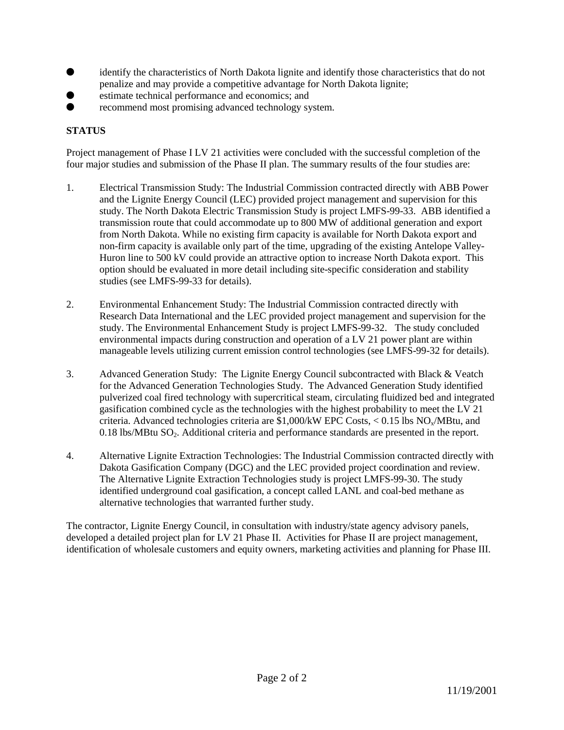- identify the characteristics of North Dakota lignite and identify those characteristics that do not penalize and may provide a competitive advantage for North Dakota lignite;
- estimate technical performance and economics; and
- recommend most promising advanced technology system.

**STATUS**

Project management of Phase I LV 21 activities were concluded with the successful completion of the four major studies and submission of the Phase II plan. The summary results of the four studies are:

1. Electrical Transmission Study: The Industrial Commission contracted directly with ABB Power and the Lignite Energy Council (LEC) provided project management and supervision for this study. The North Dakota Electric Transmission Study is project LMFS-99-33. ABB identified a transmission route that could accommodate up to 800 MW of additional generation and export from North Dakota. While no existing firm capacity is available for North Dakota export and non-firm capacity is available only part of the time, upgrading of the existing Antelope Valley-Huron line to 500 kV could provide an attractive option to increase North Dakota export. This option should be evaluated in more detail including site-specific consideration and stability studies (see LMFS-99-33 for details).

2. Environmental Enhancement Study: The Industrial Commission contracted directly with Research Data International and the LEC provided project management and supervision for the study. The Environmental Enhancement Study is project LMFS-99-32. The study concluded environmental impacts during construction and operation of a LV 21 power plant are within manageable levels utilizing current emission control technologies (see LMFS-99-32 for details).

3. Advanced Generation Study: The Lignite Energy Council subcontracted with Black & Veatch for the Advanced Generation Technologies Study. The Advanced Generation Study identified pulverized coal fired technology with supercritical steam, circulating fluidized bed and integrated gasification combined cycle as the technologies with the highest probability to meet the LV 21 criteria. Advanced technologies criteria are \$1,000/kW EPC Costs, < 0.15 lbs $NO_x$/MBtu, and 0.18 lbs/MBtu $SO_2$. Additional criteria and performance standards are presented in the report.

4. Alternative Lignite Extraction Technologies: The Industrial Commission contracted directly with Dakota Gasification Company (DGC) and the LEC provided project coordination and review. The Alternative Lignite Extraction Technologies study is project LMFS-99-30. The study identified underground coal gasification, a concept called LANL and coal-bed methane as alternative technologies that warranted further study.

The contractor, Lignite Energy Council, in consultation with industry/state agency advisory panels, developed a detailed project plan for LV 21 Phase II. Activities for Phase II are project management, identification of wholesale customers and equity owners, marketing activities and planning for Phase III.

11/19/2001